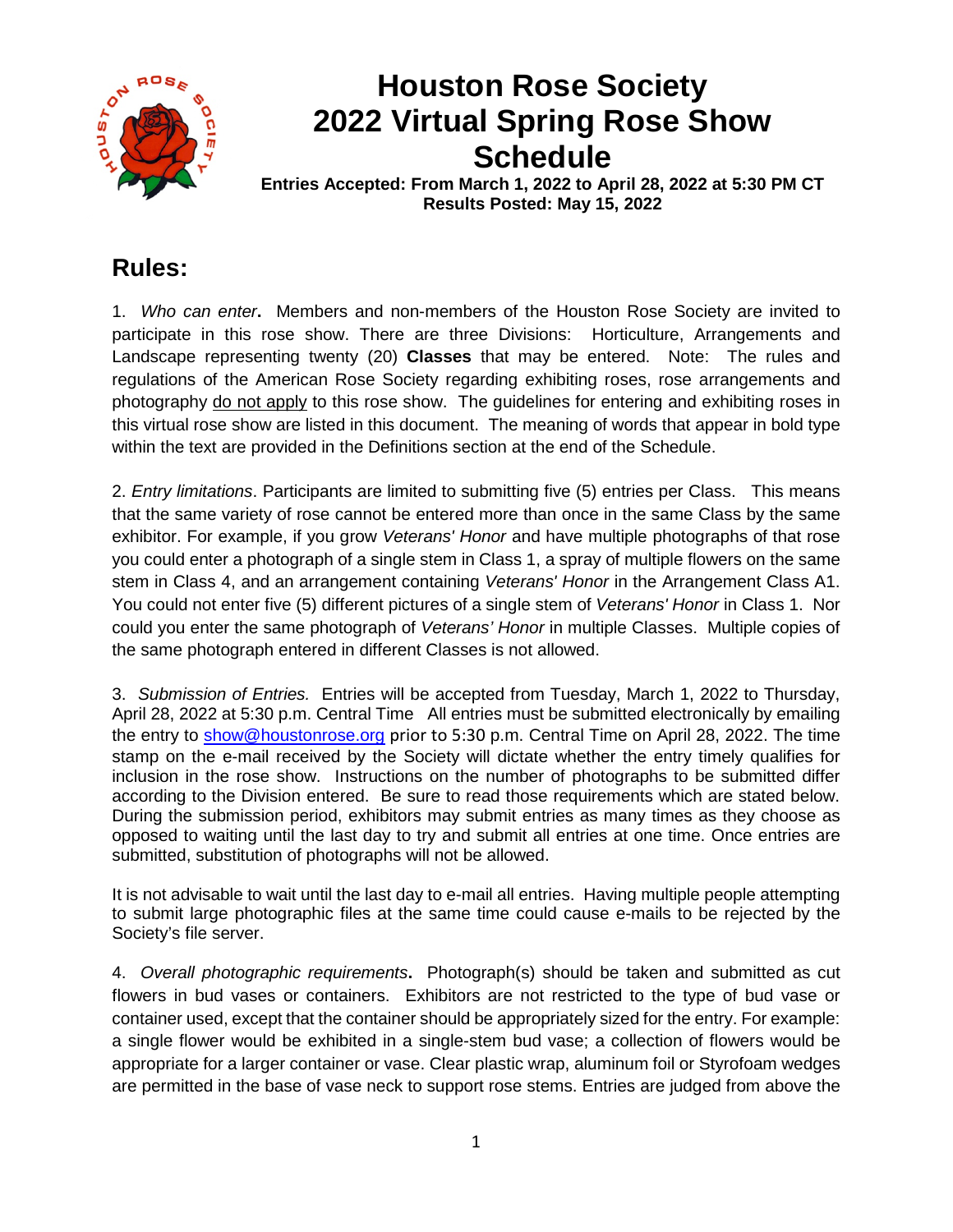# Houston Rose Society
# 2022 Virtual Spring Rose Show Schedule

**Entries Accepted: From March 1, 2022 to April 28, 2022 at 5:30 PM CT**
**Results Posted: May 15, 2022**

## Rules:

1. *Who can enter***.** Members and non-members of the Houston Rose Society are invited to participate in this rose show. There are three Divisions: Horticulture, Arrangements and Landscape representing twenty (20) **Classes** that may be entered. Note: The rules and regulations of the American Rose Society regarding exhibiting roses, rose arrangements and photography do not apply to this rose show. The guidelines for entering and exhibiting roses in this virtual rose show are listed in this document. The meaning of words that appear in bold type within the text are provided in the Definitions section at the end of the Schedule.

2. *Entry limitations*. Participants are limited to submitting five (5) entries per Class. This means that the same variety of rose cannot be entered more than once in the same Class by the same exhibitor. For example, if you grow *Veterans' Honor* and have multiple photographs of that rose you could enter a photograph of a single stem in Class 1, a spray of multiple flowers on the same stem in Class 4, and an arrangement containing *Veterans' Honor* in the Arrangement Class A1. You could not enter five (5) different pictures of a single stem of *Veterans' Honor* in Class 1. Nor could you enter the same photograph of *Veterans' Honor* in multiple Classes. Multiple copies of the same photograph entered in different Classes is not allowed.

3. *Submission of Entries.* Entries will be accepted from Tuesday, March 1, 2022 to Thursday, April 28, 2022 at 5:30 p.m. Central Time All entries must be submitted electronically by emailing the entry to show@houstonrose.org prior to 5:30 p.m. Central Time on April 28, 2022. The time stamp on the e-mail received by the Society will dictate whether the entry timely qualifies for inclusion in the rose show. Instructions on the number of photographs to be submitted differ according to the Division entered. Be sure to read those requirements which are stated below. During the submission period, exhibitors may submit entries as many times as they choose as opposed to waiting until the last day to try and submit all entries at one time. Once entries are submitted, substitution of photographs will not be allowed.

It is not advisable to wait until the last day to e-mail all entries. Having multiple people attempting to submit large photographic files at the same time could cause e-mails to be rejected by the Society's file server.

4. *Overall photographic requirements***.** Photograph(s) should be taken and submitted as cut flowers in bud vases or containers. Exhibitors are not restricted to the type of bud vase or container used, except that the container should be appropriately sized for the entry. For example: a single flower would be exhibited in a single-stem bud vase; a collection of flowers would be appropriate for a larger container or vase. Clear plastic wrap, aluminum foil or Styrofoam wedges are permitted in the base of vase neck to support rose stems. Entries are judged from above the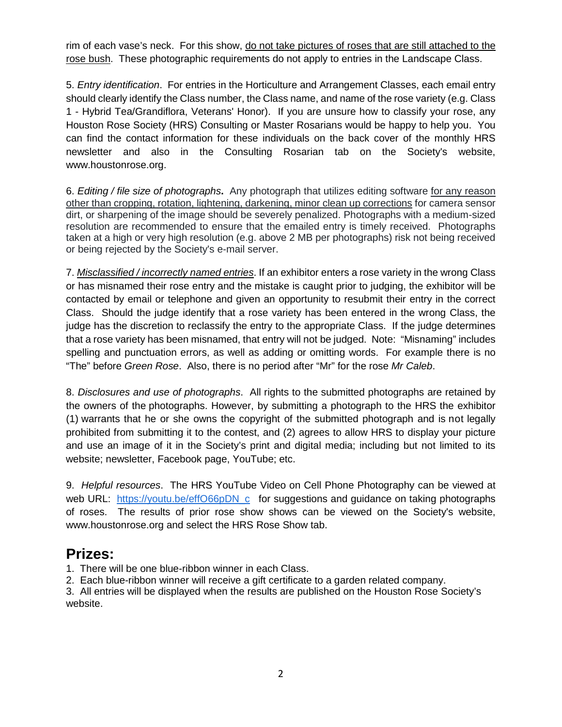rim of each vase's neck. For this show, do not take pictures of roses that are still attached to the rose bush. These photographic requirements do not apply to entries in the Landscape Class.

5. *Entry identification*. For entries in the Horticulture and Arrangement Classes, each email entry should clearly identify the Class number, the Class name, and name of the rose variety (e.g. Class 1 - Hybrid Tea/Grandiflora, Veterans' Honor). If you are unsure how to classify your rose, any Houston Rose Society (HRS) Consulting or Master Rosarians would be happy to help you. You can find the contact information for these individuals on the back cover of the monthly HRS newsletter and also in the Consulting Rosarian tab on the Society's website, www.houstonrose.org.

6. *Editing / file size of photographs***.** Any photograph that utilizes editing software for any reason other than cropping, rotation, lightening, darkening, minor clean up corrections for camera sensor dirt, or sharpening of the image should be severely penalized. Photographs with a medium-sized resolution are recommended to ensure that the emailed entry is timely received. Photographs taken at a high or very high resolution (e.g. above 2 MB per photographs) risk not being received or being rejected by the Society's e-mail server.

7. *Misclassified / incorrectly named entries*. If an exhibitor enters a rose variety in the wrong Class or has misnamed their rose entry and the mistake is caught prior to judging, the exhibitor will be contacted by email or telephone and given an opportunity to resubmit their entry in the correct Class. Should the judge identify that a rose variety has been entered in the wrong Class, the judge has the discretion to reclassify the entry to the appropriate Class. If the judge determines that a rose variety has been misnamed, that entry will not be judged. Note: "Misnaming" includes spelling and punctuation errors, as well as adding or omitting words. For example there is no "The" before *Green Rose*. Also, there is no period after "Mr" for the rose *Mr Caleb*.

8. *Disclosures and use of photographs*. All rights to the submitted photographs are retained by the owners of the photographs. However, by submitting a photograph to the HRS the exhibitor (1) warrants that he or she owns the copyright of the submitted photograph and is not legally prohibited from submitting it to the contest, and (2) agrees to allow HRS to display your picture and use an image of it in the Society's print and digital media; including but not limited to its website; newsletter, Facebook page, YouTube; etc.

9. *Helpful resources*. The HRS YouTube Video on Cell Phone Photography can be viewed at web URL: https://youtu.be/effO66pDN_c for suggestions and guidance on taking photographs of roses. The results of prior rose show shows can be viewed on the Society's website, www.houstonrose.org and select the HRS Rose Show tab.

## Prizes:

1. There will be one blue-ribbon winner in each Class.
2. Each blue-ribbon winner will receive a gift certificate to a garden related company.
3. All entries will be displayed when the results are published on the Houston Rose Society's website.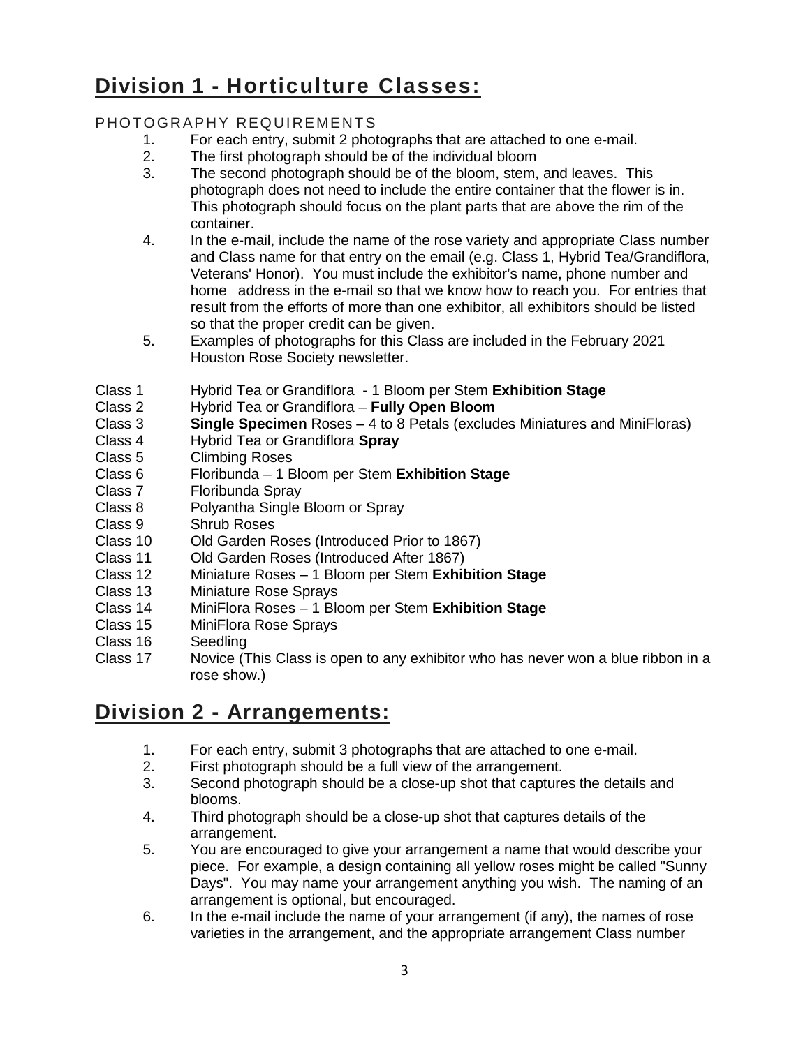## Division 1 - Horticulture Classes:

PHOTOGRAPHY REQUIREMENTS

1. For each entry, submit 2 photographs that are attached to one e-mail.
2. The first photograph should be of the individual bloom
3. The second photograph should be of the bloom, stem, and leaves. This photograph does not need to include the entire container that the flower is in. This photograph should focus on the plant parts that are above the rim of the container.
4. In the e-mail, include the name of the rose variety and appropriate Class number and Class name for that entry on the email (e.g. Class 1, Hybrid Tea/Grandiflora, Veterans' Honor). You must include the exhibitor's name, phone number and home address in the e-mail so that we know how to reach you. For entries that result from the efforts of more than one exhibitor, all exhibitors should be listed so that the proper credit can be given.
5. Examples of photographs for this Class are included in the February 2021 Houston Rose Society newsletter.

Class 1 Hybrid Tea or Grandiflora - 1 Bloom per Stem **Exhibition Stage**
Class 2 Hybrid Tea or Grandiflora – **Fully Open Bloom**
Class 3 **Single Specimen** Roses – 4 to 8 Petals (excludes Miniatures and MiniFloras)
Class 4 Hybrid Tea or Grandiflora **Spray**
Class 5 Climbing Roses
Class 6 Floribunda – 1 Bloom per Stem **Exhibition Stage**
Class 7 Floribunda Spray
Class 8 Polyantha Single Bloom or Spray
Class 9 Shrub Roses
Class 10 Old Garden Roses (Introduced Prior to 1867)
Class 11 Old Garden Roses (Introduced After 1867)
Class 12 Miniature Roses – 1 Bloom per Stem **Exhibition Stage**
Class 13 Miniature Rose Sprays
Class 14 MiniFlora Roses – 1 Bloom per Stem **Exhibition Stage**
Class 15 MiniFlora Rose Sprays
Class 16 Seedling
Class 17 Novice (This Class is open to any exhibitor who has never won a blue ribbon in a rose show.)

## Division 2 - Arrangements:

1. For each entry, submit 3 photographs that are attached to one e-mail.
2. First photograph should be a full view of the arrangement.
3. Second photograph should be a close-up shot that captures the details and blooms.
4. Third photograph should be a close-up shot that captures details of the arrangement.
5. You are encouraged to give your arrangement a name that would describe your piece. For example, a design containing all yellow roses might be called "Sunny Days". You may name your arrangement anything you wish. The naming of an arrangement is optional, but encouraged.
6. In the e-mail include the name of your arrangement (if any), the names of rose varieties in the arrangement, and the appropriate arrangement Class number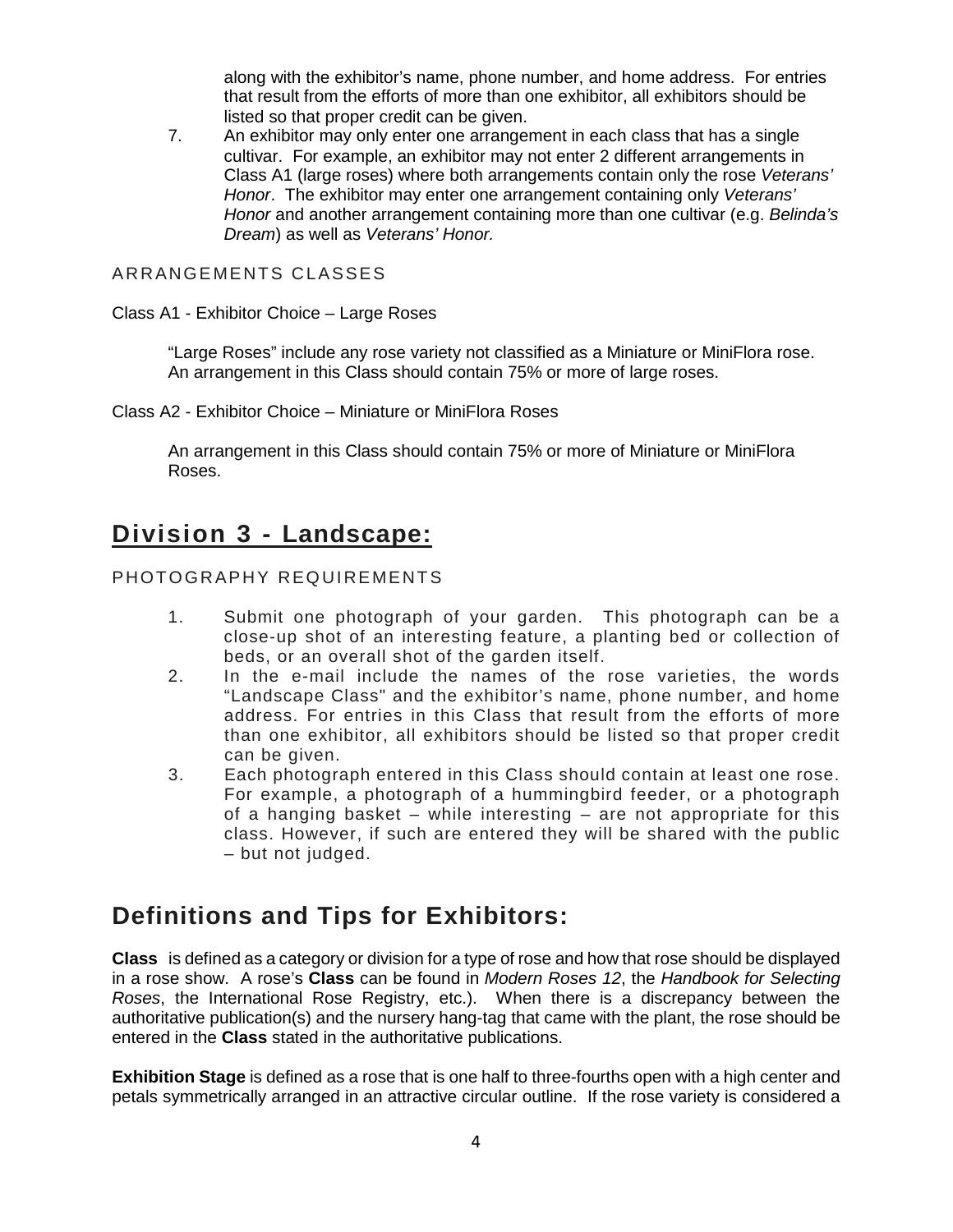along with the exhibitor's name, phone number, and home address. For entries that result from the efforts of more than one exhibitor, all exhibitors should be listed so that proper credit can be given.

7. An exhibitor may only enter one arrangement in each class that has a single cultivar. For example, an exhibitor may not enter 2 different arrangements in Class A1 (large roses) where both arrangements contain only the rose *Veterans' Honor*. The exhibitor may enter one arrangement containing only *Veterans' Honor* and another arrangement containing more than one cultivar (e.g. *Belinda's Dream*) as well as *Veterans' Honor.*

ARRANGEMENTS CLASSES

Class A1 - Exhibitor Choice – Large Roses

"Large Roses" include any rose variety not classified as a Miniature or MiniFlora rose. An arrangement in this Class should contain 75% or more of large roses.

Class A2 - Exhibitor Choice – Miniature or MiniFlora Roses

An arrangement in this Class should contain 75% or more of Miniature or MiniFlora Roses.

## Division 3 - Landscape:

PHOTOGRAPHY REQUIREMENTS

1. Submit one photograph of your garden. This photograph can be a close-up shot of an interesting feature, a planting bed or collection of beds, or an overall shot of the garden itself.
2. In the e-mail include the names of the rose varieties, the words "Landscape Class" and the exhibitor's name, phone number, and home address. For entries in this Class that result from the efforts of more than one exhibitor, all exhibitors should be listed so that proper credit can be given.
3. Each photograph entered in this Class should contain at least one rose. For example, a photograph of a hummingbird feeder, or a photograph of a hanging basket – while interesting – are not appropriate for this class. However, if such are entered they will be shared with the public – but not judged.

## Definitions and Tips for Exhibitors:

**Class** is defined as a category or division for a type of rose and how that rose should be displayed in a rose show. A rose's **Class** can be found in *Modern Roses 12*, the *Handbook for Selecting Roses*, the International Rose Registry, etc.). When there is a discrepancy between the authoritative publication(s) and the nursery hang-tag that came with the plant, the rose should be entered in the **Class** stated in the authoritative publications.

**Exhibition Stage** is defined as a rose that is one half to three-fourths open with a high center and petals symmetrically arranged in an attractive circular outline. If the rose variety is considered a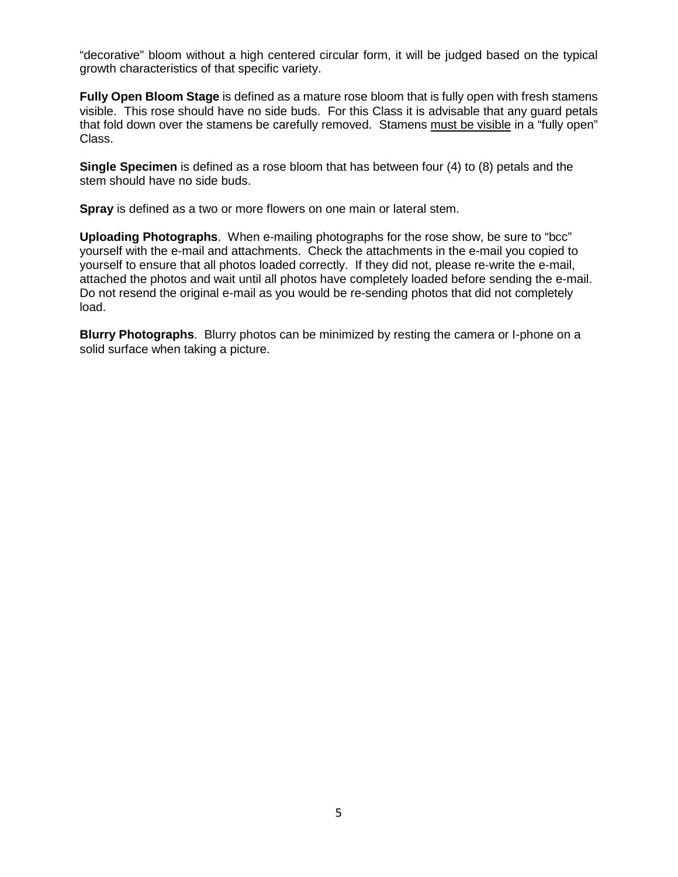"decorative" bloom without a high centered circular form, it will be judged based on the typical growth characteristics of that specific variety.

**Fully Open Bloom Stage** is defined as a mature rose bloom that is fully open with fresh stamens visible. This rose should have no side buds. For this Class it is advisable that any guard petals that fold down over the stamens be carefully removed. Stamens <u>must be visible</u> in a "fully open" Class.

**Single Specimen** is defined as a rose bloom that has between four (4) to (8) petals and the stem should have no side buds.

**Spray** is defined as a two or more flowers on one main or lateral stem.

**Uploading Photographs**. When e-mailing photographs for the rose show, be sure to "bcc" yourself with the e-mail and attachments. Check the attachments in the e-mail you copied to yourself to ensure that all photos loaded correctly. If they did not, please re-write the e-mail, attached the photos and wait until all photos have completely loaded before sending the e-mail. Do not resend the original e-mail as you would be re-sending photos that did not completely load.

**Blurry Photographs**. Blurry photos can be minimized by resting the camera or I-phone on a solid surface when taking a picture.